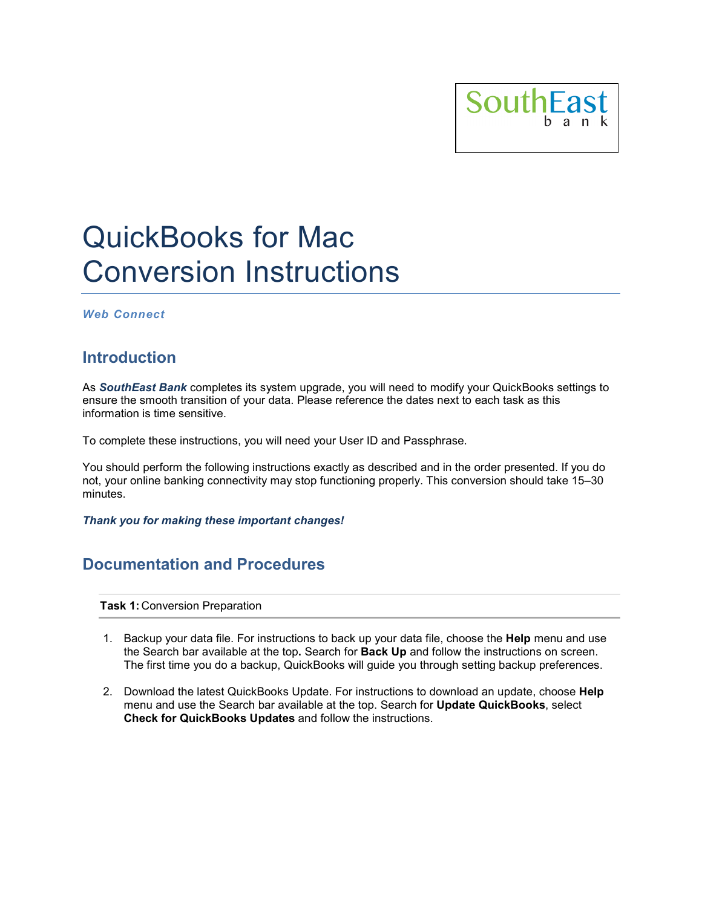SouthEast bank

# QuickBooks for Mac Conversion Instructions

***Web Connect***

## Introduction

As ***SouthEast Bank*** completes its system upgrade, you will need to modify your QuickBooks settings to ensure the smooth transition of your data. Please reference the dates next to each task as this information is time sensitive.

To complete these instructions, you will need your User ID and Passphrase.

You should perform the following instructions exactly as described and in the order presented. If you do not, your online banking connectivity may stop functioning properly. This conversion should take 15–30 minutes.

***Thank you for making these important changes!***

## Documentation and Procedures

**Task 1:** Conversion Preparation

1. Backup your data file. For instructions to back up your data file, choose the **Help** menu and use the Search bar available at the top**.** Search for **Back Up** and follow the instructions on screen. The first time you do a backup, QuickBooks will guide you through setting backup preferences.

2. Download the latest QuickBooks Update. For instructions to download an update, choose **Help** menu and use the Search bar available at the top. Search for **Update QuickBooks**, select **Check for QuickBooks Updates** and follow the instructions.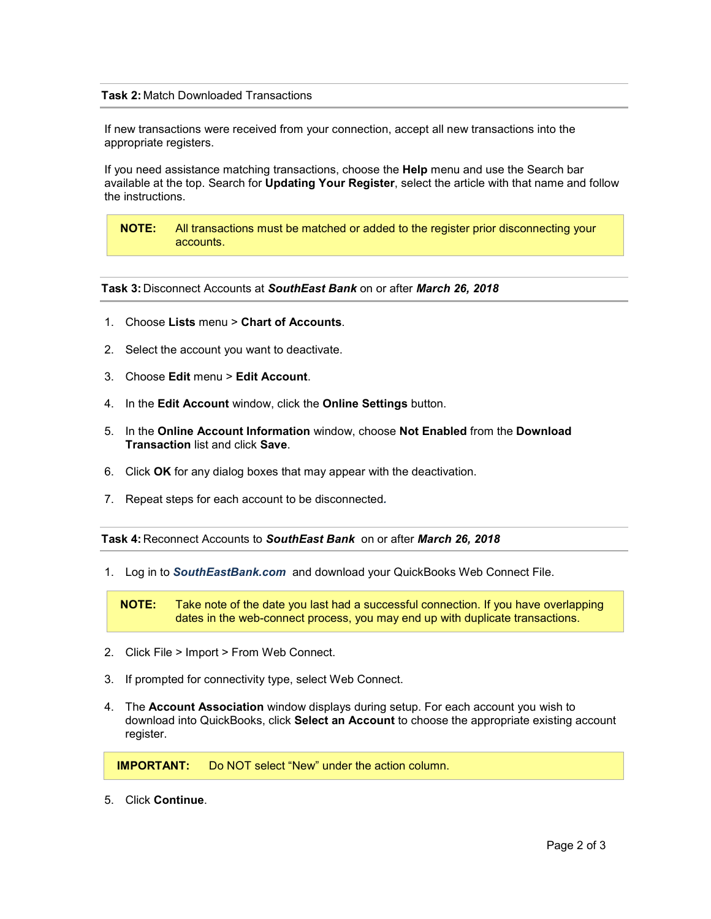**Task 2:** Match Downloaded Transactions

If new transactions were received from your connection, accept all new transactions into the appropriate registers.

If you need assistance matching transactions, choose the **Help** menu and use the Search bar available at the top. Search for **Updating Your Register**, select the article with that name and follow the instructions.

> **NOTE:** All transactions must be matched or added to the register prior disconnecting your accounts.

**Task 3:** Disconnect Accounts at ***SouthEast Bank*** on or after ***March 26, 2018***

1. Choose **Lists** menu > **Chart of Accounts**.
2. Select the account you want to deactivate.
3. Choose **Edit** menu > **Edit Account**.
4. In the **Edit Account** window, click the **Online Settings** button.
5. In the **Online Account Information** window, choose **Not Enabled** from the **Download Transaction** list and click **Save**.
6. Click **OK** for any dialog boxes that may appear with the deactivation.
7. Repeat steps for each account to be disconnected.

**Task 4:** Reconnect Accounts to ***SouthEast Bank*** on or after ***March 26, 2018***

1. Log in to ***SouthEastBank.com*** and download your QuickBooks Web Connect File.

> **NOTE:** Take note of the date you last had a successful connection. If you have overlapping dates in the web-connect process, you may end up with duplicate transactions.

2. Click File > Import > From Web Connect.
3. If prompted for connectivity type, select Web Connect.
4. The **Account Association** window displays during setup. For each account you wish to download into QuickBooks, click **Select an Account** to choose the appropriate existing account register.

> **IMPORTANT:** Do NOT select "New" under the action column.

5. Click **Continue**.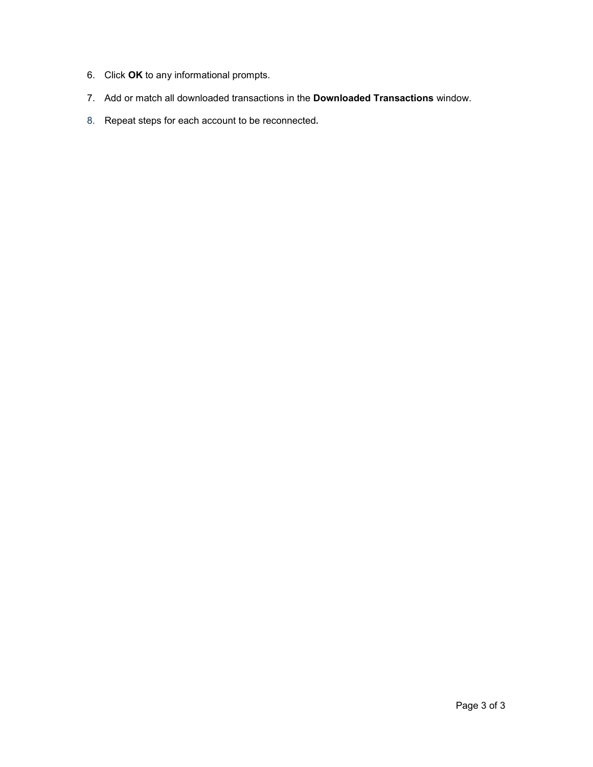6. Click **OK** to any informational prompts.
7. Add or match all downloaded transactions in the **Downloaded Transactions** window.
8. Repeat steps for each account to be reconnected.